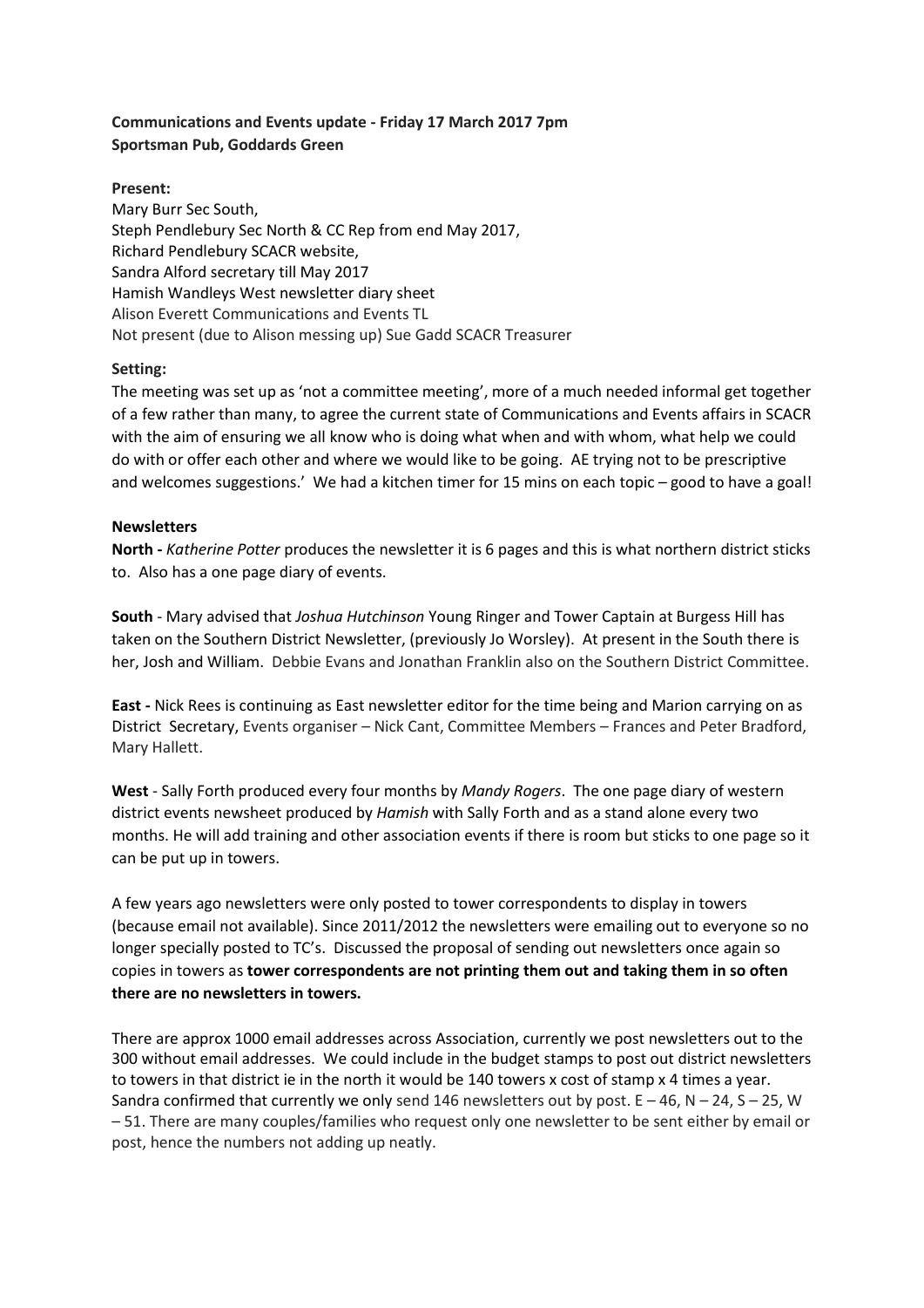**Communications and Events update - Friday 17 March 2017 7pm**
**Sportsman Pub, Goddards Green**

**Present:**
Mary Burr Sec South,
Steph Pendlebury Sec North & CC Rep from end May 2017,
Richard Pendlebury SCACR website,
Sandra Alford secretary till May 2017
Hamish Wandleys West newsletter diary sheet
Alison Everett Communications and Events TL
Not present (due to Alison messing up) Sue Gadd SCACR Treasurer

**Setting:**
The meeting was set up as 'not a committee meeting', more of a much needed informal get together of a few rather than many, to agree the current state of Communications and Events affairs in SCACR with the aim of ensuring we all know who is doing what when and with whom, what help we could do with or offer each other and where we would like to be going. AE trying not to be prescriptive and welcomes suggestions.' We had a kitchen timer for 15 mins on each topic – good to have a goal!

**Newsletters**

**North -** *Katherine Potter* produces the newsletter it is 6 pages and this is what northern district sticks to. Also has a one page diary of events.

**South** - Mary advised that *Joshua Hutchinson* Young Ringer and Tower Captain at Burgess Hill has taken on the Southern District Newsletter, (previously Jo Worsley). At present in the South there is her, Josh and William. Debbie Evans and Jonathan Franklin also on the Southern District Committee.

**East -** Nick Rees is continuing as East newsletter editor for the time being and Marion carrying on as District Secretary, Events organiser – Nick Cant, Committee Members – Frances and Peter Bradford, Mary Hallett.

**West** - Sally Forth produced every four months by *Mandy Rogers*. The one page diary of western district events newsheet produced by *Hamish* with Sally Forth and as a stand alone every two months. He will add training and other association events if there is room but sticks to one page so it can be put up in towers.

A few years ago newsletters were only posted to tower correspondents to display in towers (because email not available). Since 2011/2012 the newsletters were emailing out to everyone so no longer specially posted to TC's. Discussed the proposal of sending out newsletters once again so copies in towers as **tower correspondents are not printing them out and taking them in so often there are no newsletters in towers.**

There are approx 1000 email addresses across Association, currently we post newsletters out to the 300 without email addresses. We could include in the budget stamps to post out district newsletters to towers in that district ie in the north it would be 140 towers x cost of stamp x 4 times a year. Sandra confirmed that currently we only send 146 newsletters out by post. E – 46, N – 24, S – 25, W – 51. There are many couples/families who request only one newsletter to be sent either by email or post, hence the numbers not adding up neatly.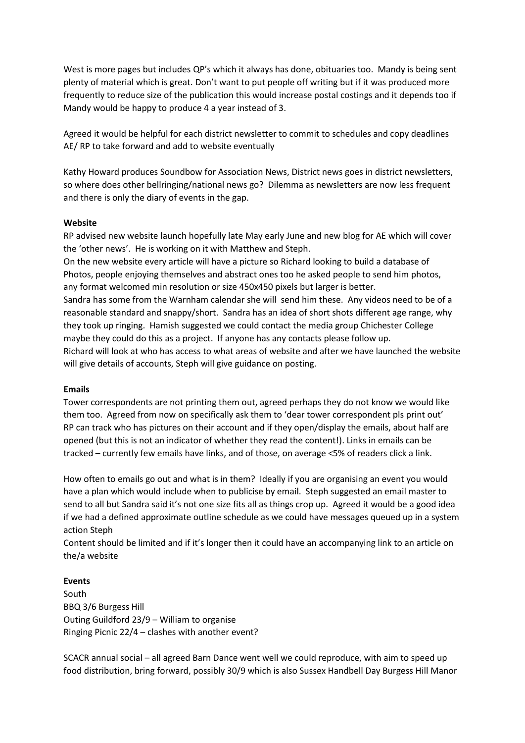West is more pages but includes QP's which it always has done, obituaries too. Mandy is being sent plenty of material which is great. Don't want to put people off writing but if it was produced more frequently to reduce size of the publication this would increase postal costings and it depends too if Mandy would be happy to produce 4 a year instead of 3.

Agreed it would be helpful for each district newsletter to commit to schedules and copy deadlines AE/ RP to take forward and add to website eventually

Kathy Howard produces Soundbow for Association News, District news goes in district newsletters, so where does other bellringing/national news go? Dilemma as newsletters are now less frequent and there is only the diary of events in the gap.

**Website**

RP advised new website launch hopefully late May early June and new blog for AE which will cover the 'other news'. He is working on it with Matthew and Steph.

On the new website every article will have a picture so Richard looking to build a database of Photos, people enjoying themselves and abstract ones too he asked people to send him photos, any format welcomed min resolution or size 450x450 pixels but larger is better.

Sandra has some from the Warnham calendar she will send him these. Any videos need to be of a reasonable standard and snappy/short. Sandra has an idea of short shots different age range, why they took up ringing. Hamish suggested we could contact the media group Chichester College maybe they could do this as a project. If anyone has any contacts please follow up.

Richard will look at who has access to what areas of website and after we have launched the website will give details of accounts, Steph will give guidance on posting.

**Emails**

Tower correspondents are not printing them out, agreed perhaps they do not know we would like them too. Agreed from now on specifically ask them to 'dear tower correspondent pls print out' RP can track who has pictures on their account and if they open/display the emails, about half are opened (but this is not an indicator of whether they read the content!). Links in emails can be tracked – currently few emails have links, and of those, on average <5% of readers click a link.

How often to emails go out and what is in them? Ideally if you are organising an event you would have a plan which would include when to publicise by email. Steph suggested an email master to send to all but Sandra said it's not one size fits all as things crop up. Agreed it would be a good idea if we had a defined approximate outline schedule as we could have messages queued up in a system action Steph

Content should be limited and if it's longer then it could have an accompanying link to an article on the/a website

**Events**

South
BBQ 3/6 Burgess Hill
Outing Guildford 23/9 – William to organise
Ringing Picnic 22/4 – clashes with another event?

SCACR annual social – all agreed Barn Dance went well we could reproduce, with aim to speed up food distribution, bring forward, possibly 30/9 which is also Sussex Handbell Day Burgess Hill Manor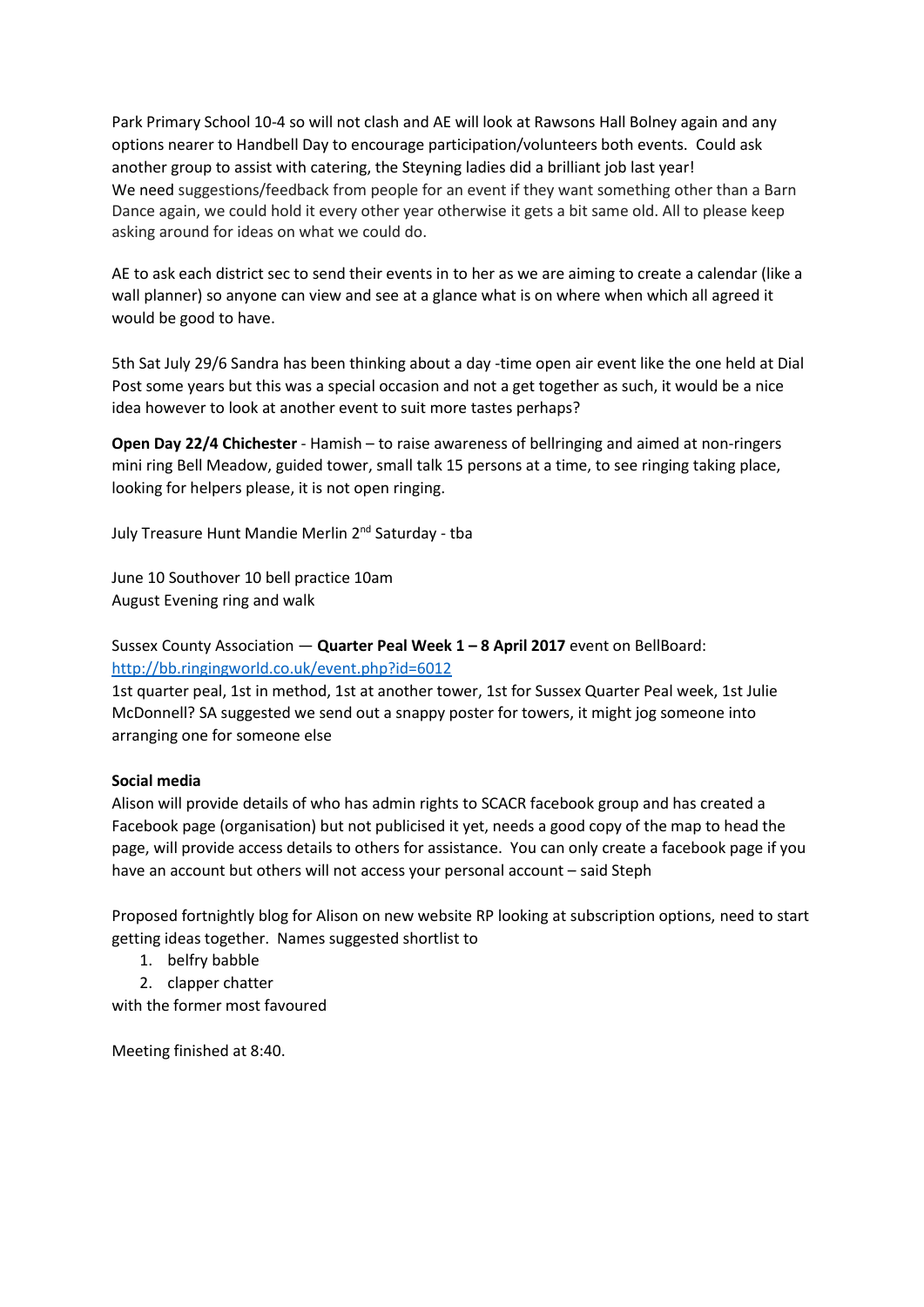Park Primary School 10-4 so will not clash and AE will look at Rawsons Hall Bolney again and any options nearer to Handbell Day to encourage participation/volunteers both events. Could ask another group to assist with catering, the Steyning ladies did a brilliant job last year!
We need suggestions/feedback from people for an event if they want something other than a Barn Dance again, we could hold it every other year otherwise it gets a bit same old. All to please keep asking around for ideas on what we could do.

AE to ask each district sec to send their events in to her as we are aiming to create a calendar (like a wall planner) so anyone can view and see at a glance what is on where when which all agreed it would be good to have.

5th Sat July 29/6 Sandra has been thinking about a day -time open air event like the one held at Dial Post some years but this was a special occasion and not a get together as such, it would be a nice idea however to look at another event to suit more tastes perhaps?

**Open Day 22/4 Chichester** - Hamish – to raise awareness of bellringing and aimed at non-ringers mini ring Bell Meadow, guided tower, small talk 15 persons at a time, to see ringing taking place, looking for helpers please, it is not open ringing.

July Treasure Hunt Mandie Merlin 2nd Saturday - tba

June 10 Southover 10 bell practice 10am
August Evening ring and walk

Sussex County Association — **Quarter Peal Week 1 – 8 April 2017** event on BellBoard:
http://bb.ringingworld.co.uk/event.php?id=6012
1st quarter peal, 1st in method, 1st at another tower, 1st for Sussex Quarter Peal week, 1st Julie McDonnell? SA suggested we send out a snappy poster for towers, it might jog someone into arranging one for someone else

**Social media**
Alison will provide details of who has admin rights to SCACR facebook group and has created a Facebook page (organisation) but not publicised it yet, needs a good copy of the map to head the page, will provide access details to others for assistance. You can only create a facebook page if you have an account but others will not access your personal account – said Steph

Proposed fortnightly blog for Alison on new website RP looking at subscription options, need to start getting ideas together. Names suggested shortlist to

1. belfry babble
2. clapper chatter

with the former most favoured

Meeting finished at 8:40.